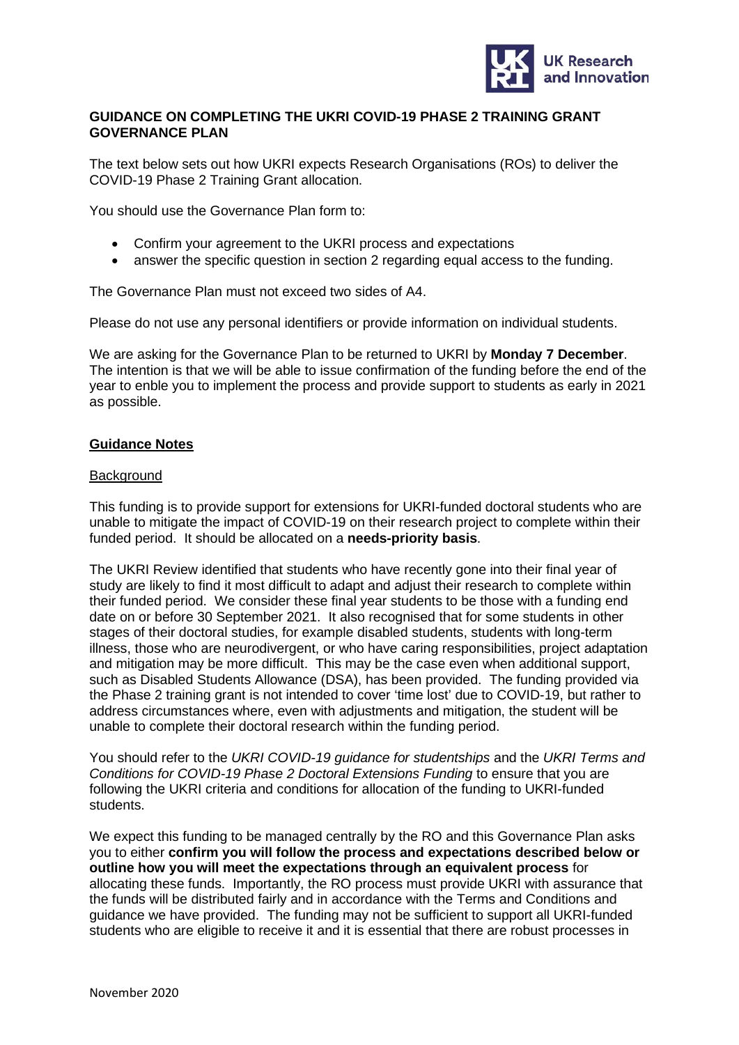## GUIDANCE ON COMPLETING THE UKRI COVID-19 PHASE 2 TRAINING GRANT GOVERNANCE PLAN

The text below sets out how UKRI expects Research Organisations (ROs) to deliver the COVID-19 Phase 2 Training Grant allocation.

You should use the Governance Plan form to:

- Confirm your agreement to the UKRI process and expectations
- answer the specific question in section 2 regarding equal access to the funding.

The Governance Plan must not exceed two sides of A4.

Please do not use any personal identifiers or provide information on individual students.

We are asking for the Governance Plan to be returned to UKRI by **Monday 7 December**. The intention is that we will be able to issue confirmation of the funding before the end of the year to enble you to implement the process and provide support to students as early in 2021 as possible.

### Guidance Notes

#### Background

This funding is to provide support for extensions for UKRI-funded doctoral students who are unable to mitigate the impact of COVID-19 on their research project to complete within their funded period. It should be allocated on a **needs-priority basis**.

The UKRI Review identified that students who have recently gone into their final year of study are likely to find it most difficult to adapt and adjust their research to complete within their funded period. We consider these final year students to be those with a funding end date on or before 30 September 2021. It also recognised that for some students in other stages of their doctoral studies, for example disabled students, students with long-term illness, those who are neurodivergent, or who have caring responsibilities, project adaptation and mitigation may be more difficult. This may be the case even when additional support, such as Disabled Students Allowance (DSA), has been provided. The funding provided via the Phase 2 training grant is not intended to cover 'time lost' due to COVID-19, but rather to address circumstances where, even with adjustments and mitigation, the student will be unable to complete their doctoral research within the funding period.

You should refer to the *UKRI COVID-19 guidance for studentships* and the *UKRI Terms and Conditions for COVID-19 Phase 2 Doctoral Extensions Funding* to ensure that you are following the UKRI criteria and conditions for allocation of the funding to UKRI-funded students.

We expect this funding to be managed centrally by the RO and this Governance Plan asks you to either **confirm you will follow the process and expectations described below or outline how you will meet the expectations through an equivalent process** for allocating these funds. Importantly, the RO process must provide UKRI with assurance that the funds will be distributed fairly and in accordance with the Terms and Conditions and guidance we have provided. The funding may not be sufficient to support all UKRI-funded students who are eligible to receive it and it is essential that there are robust processes in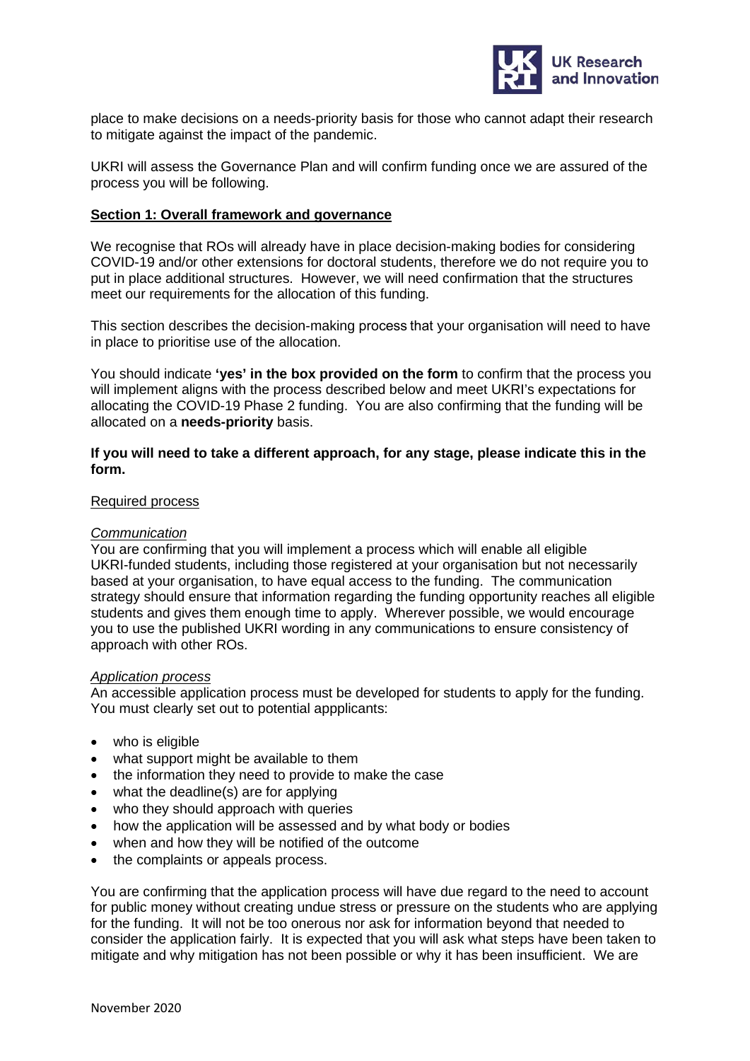place to make decisions on a needs-priority basis for those who cannot adapt their research to mitigate against the impact of the pandemic.

UKRI will assess the Governance Plan and will confirm funding once we are assured of the process you will be following.

## Section 1: Overall framework and governance

We recognise that ROs will already have in place decision-making bodies for considering COVID-19 and/or other extensions for doctoral students, therefore we do not require you to put in place additional structures. However, we will need confirmation that the structures meet our requirements for the allocation of this funding.

This section describes the decision-making process that your organisation will need to have in place to prioritise use of the allocation.

You should indicate **'yes' in the box provided on the form** to confirm that the process you will implement aligns with the process described below and meet UKRI's expectations for allocating the COVID-19 Phase 2 funding. You are also confirming that the funding will be allocated on a **needs-priority** basis.

**If you will need to take a different approach, for any stage, please indicate this in the form.**

### Required process

*Communication*

You are confirming that you will implement a process which will enable all eligible UKRI-funded students, including those registered at your organisation but not necessarily based at your organisation, to have equal access to the funding. The communication strategy should ensure that information regarding the funding opportunity reaches all eligible students and gives them enough time to apply. Wherever possible, we would encourage you to use the published UKRI wording in any communications to ensure consistency of approach with other ROs.

*Application process*

An accessible application process must be developed for students to apply for the funding. You must clearly set out to potential appplicants:

- who is eligible
- what support might be available to them
- the information they need to provide to make the case
- what the deadline(s) are for applying
- who they should approach with queries
- how the application will be assessed and by what body or bodies
- when and how they will be notified of the outcome
- the complaints or appeals process.

You are confirming that the application process will have due regard to the need to account for public money without creating undue stress or pressure on the students who are applying for the funding. It will not be too onerous nor ask for information beyond that needed to consider the application fairly. It is expected that you will ask what steps have been taken to mitigate and why mitigation has not been possible or why it has been insufficient. We are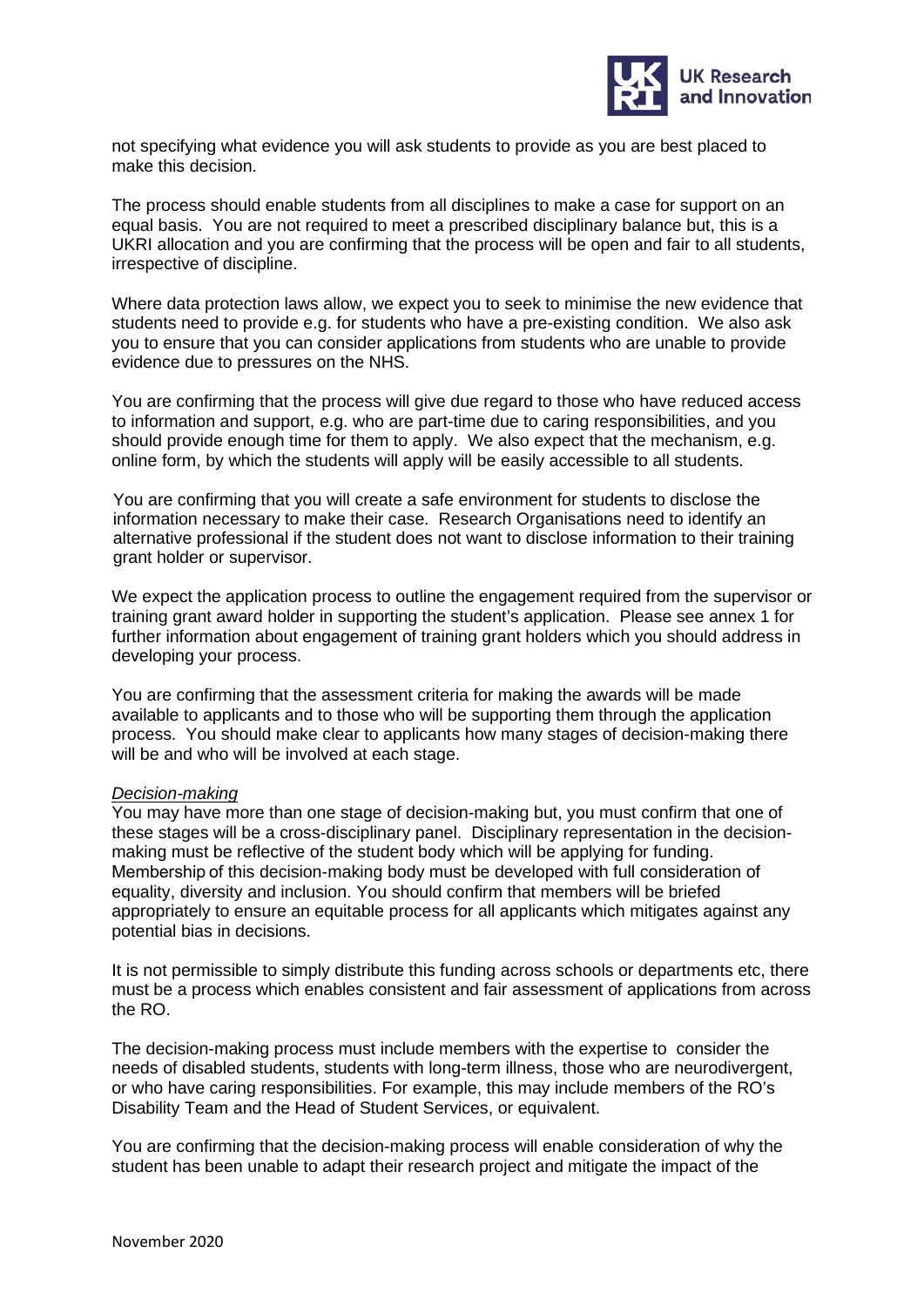not specifying what evidence you will ask students to provide as you are best placed to make this decision.

The process should enable students from all disciplines to make a case for support on an equal basis. You are not required to meet a prescribed disciplinary balance but, this is a UKRI allocation and you are confirming that the process will be open and fair to all students, irrespective of discipline.

Where data protection laws allow, we expect you to seek to minimise the new evidence that students need to provide e.g. for students who have a pre-existing condition. We also ask you to ensure that you can consider applications from students who are unable to provide evidence due to pressures on the NHS.

You are confirming that the process will give due regard to those who have reduced access to information and support, e.g. who are part-time due to caring responsibilities, and you should provide enough time for them to apply. We also expect that the mechanism, e.g. online form, by which the students will apply will be easily accessible to all students.

You are confirming that you will create a safe environment for students to disclose the information necessary to make their case. Research Organisations need to identify an alternative professional if the student does not want to disclose information to their training grant holder or supervisor.

We expect the application process to outline the engagement required from the supervisor or training grant award holder in supporting the student's application. Please see annex 1 for further information about engagement of training grant holders which you should address in developing your process.

You are confirming that the assessment criteria for making the awards will be made available to applicants and to those who will be supporting them through the application process. You should make clear to applicants how many stages of decision-making there will be and who will be involved at each stage.

*Decision-making*

You may have more than one stage of decision-making but, you must confirm that one of these stages will be a cross-disciplinary panel. Disciplinary representation in the decision-making must be reflective of the student body which will be applying for funding. Membership of this decision-making body must be developed with full consideration of equality, diversity and inclusion. You should confirm that members will be briefed appropriately to ensure an equitable process for all applicants which mitigates against any potential bias in decisions.

It is not permissible to simply distribute this funding across schools or departments etc, there must be a process which enables consistent and fair assessment of applications from across the RO.

The decision-making process must include members with the expertise to consider the needs of disabled students, students with long-term illness, those who are neurodivergent, or who have caring responsibilities. For example, this may include members of the RO's Disability Team and the Head of Student Services, or equivalent.

You are confirming that the decision-making process will enable consideration of why the student has been unable to adapt their research project and mitigate the impact of the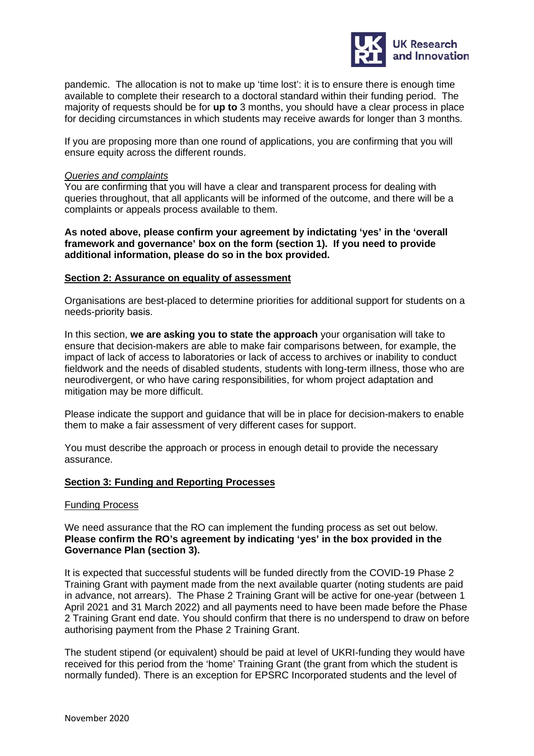pandemic. The allocation is not to make up 'time lost': it is to ensure there is enough time available to complete their research to a doctoral standard within their funding period. The majority of requests should be for **up to** 3 months, you should have a clear process in place for deciding circumstances in which students may receive awards for longer than 3 months.

If you are proposing more than one round of applications, you are confirming that you will ensure equity across the different rounds.

*Queries and complaints*

You are confirming that you will have a clear and transparent process for dealing with queries throughout, that all applicants will be informed of the outcome, and there will be a complaints or appeals process available to them.

**As noted above, please confirm your agreement by indictating 'yes' in the 'overall framework and governance' box on the form (section 1). If you need to provide additional information, please do so in the box provided.**

## Section 2: Assurance on equality of assessment

Organisations are best-placed to determine priorities for additional support for students on a needs-priority basis.

In this section, **we are asking you to state the approach** your organisation will take to ensure that decision-makers are able to make fair comparisons between, for example, the impact of lack of access to laboratories or lack of access to archives or inability to conduct fieldwork and the needs of disabled students, students with long-term illness, those who are neurodivergent, or who have caring responsibilities, for whom project adaptation and mitigation may be more difficult.

Please indicate the support and guidance that will be in place for decision-makers to enable them to make a fair assessment of very different cases for support.

You must describe the approach or process in enough detail to provide the necessary assurance.

## Section 3: Funding and Reporting Processes

### Funding Process

We need assurance that the RO can implement the funding process as set out below. **Please confirm the RO's agreement by indicating 'yes' in the box provided in the Governance Plan (section 3).**

It is expected that successful students will be funded directly from the COVID-19 Phase 2 Training Grant with payment made from the next available quarter (noting students are paid in advance, not arrears). The Phase 2 Training Grant will be active for one-year (between 1 April 2021 and 31 March 2022) and all payments need to have been made before the Phase 2 Training Grant end date. You should confirm that there is no underspend to draw on before authorising payment from the Phase 2 Training Grant.

The student stipend (or equivalent) should be paid at level of UKRI-funding they would have received for this period from the 'home' Training Grant (the grant from which the student is normally funded). There is an exception for EPSRC Incorporated students and the level of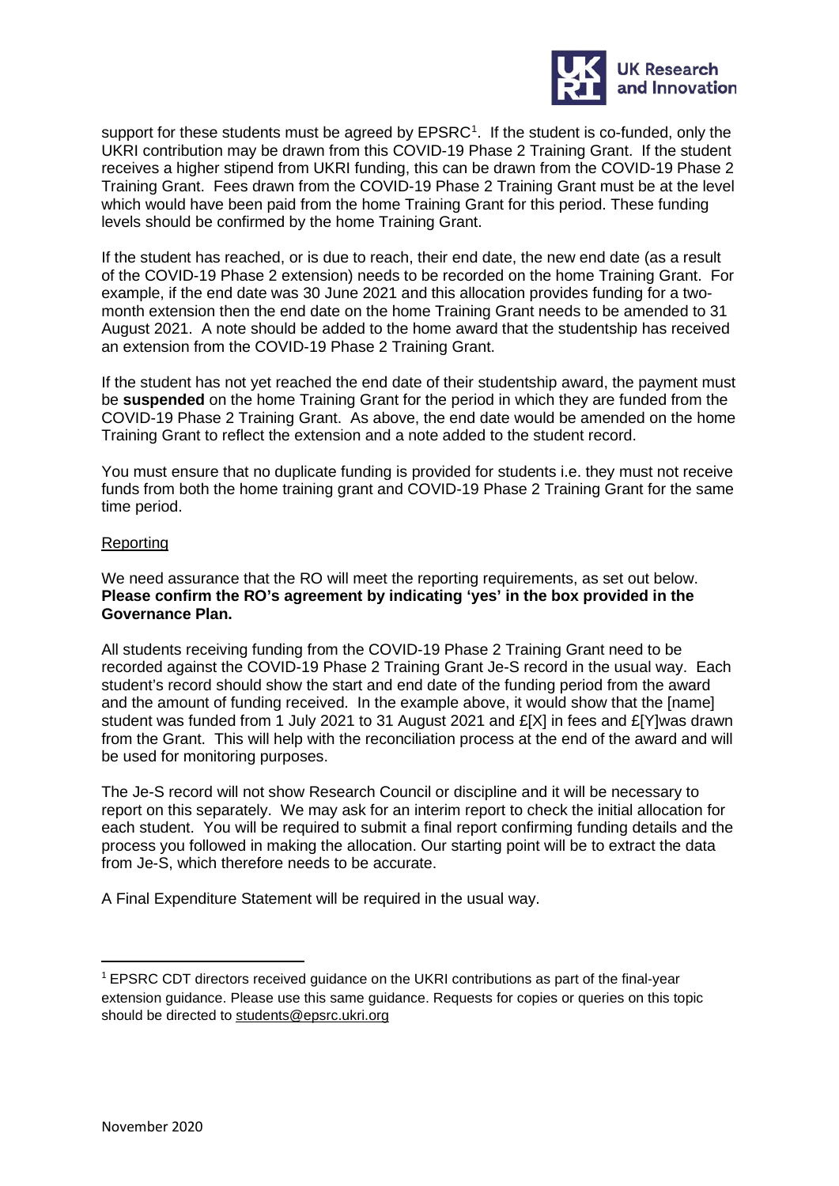support for these students must be agreed by EPSRC[1]. If the student is co-funded, only the UKRI contribution may be drawn from this COVID-19 Phase 2 Training Grant. If the student receives a higher stipend from UKRI funding, this can be drawn from the COVID-19 Phase 2 Training Grant. Fees drawn from the COVID-19 Phase 2 Training Grant must be at the level which would have been paid from the home Training Grant for this period. These funding levels should be confirmed by the home Training Grant.

If the student has reached, or is due to reach, their end date, the new end date (as a result of the COVID-19 Phase 2 extension) needs to be recorded on the home Training Grant. For example, if the end date was 30 June 2021 and this allocation provides funding for a two-month extension then the end date on the home Training Grant needs to be amended to 31 August 2021. A note should be added to the home award that the studentship has received an extension from the COVID-19 Phase 2 Training Grant.

If the student has not yet reached the end date of their studentship award, the payment must be **suspended** on the home Training Grant for the period in which they are funded from the COVID-19 Phase 2 Training Grant. As above, the end date would be amended on the home Training Grant to reflect the extension and a note added to the student record.

You must ensure that no duplicate funding is provided for students i.e. they must not receive funds from both the home training grant and COVID-19 Phase 2 Training Grant for the same time period.

<u>Reporting</u>

We need assurance that the RO will meet the reporting requirements, as set out below. **Please confirm the RO's agreement by indicating 'yes' in the box provided in the Governance Plan.**

All students receiving funding from the COVID-19 Phase 2 Training Grant need to be recorded against the COVID-19 Phase 2 Training Grant Je-S record in the usual way. Each student's record should show the start and end date of the funding period from the award and the amount of funding received. In the example above, it would show that the [name] student was funded from 1 July 2021 to 31 August 2021 and £[X] in fees and £[Y]was drawn from the Grant. This will help with the reconciliation process at the end of the award and will be used for monitoring purposes.

The Je-S record will not show Research Council or discipline and it will be necessary to report on this separately. We may ask for an interim report to check the initial allocation for each student. You will be required to submit a final report confirming funding details and the process you followed in making the allocation. Our starting point will be to extract the data from Je-S, which therefore needs to be accurate.

A Final Expenditure Statement will be required in the usual way.

---

[1] EPSRC CDT directors received guidance on the UKRI contributions as part of the final-year extension guidance. Please use this same guidance. Requests for copies or queries on this topic should be directed to students@epsrc.ukri.org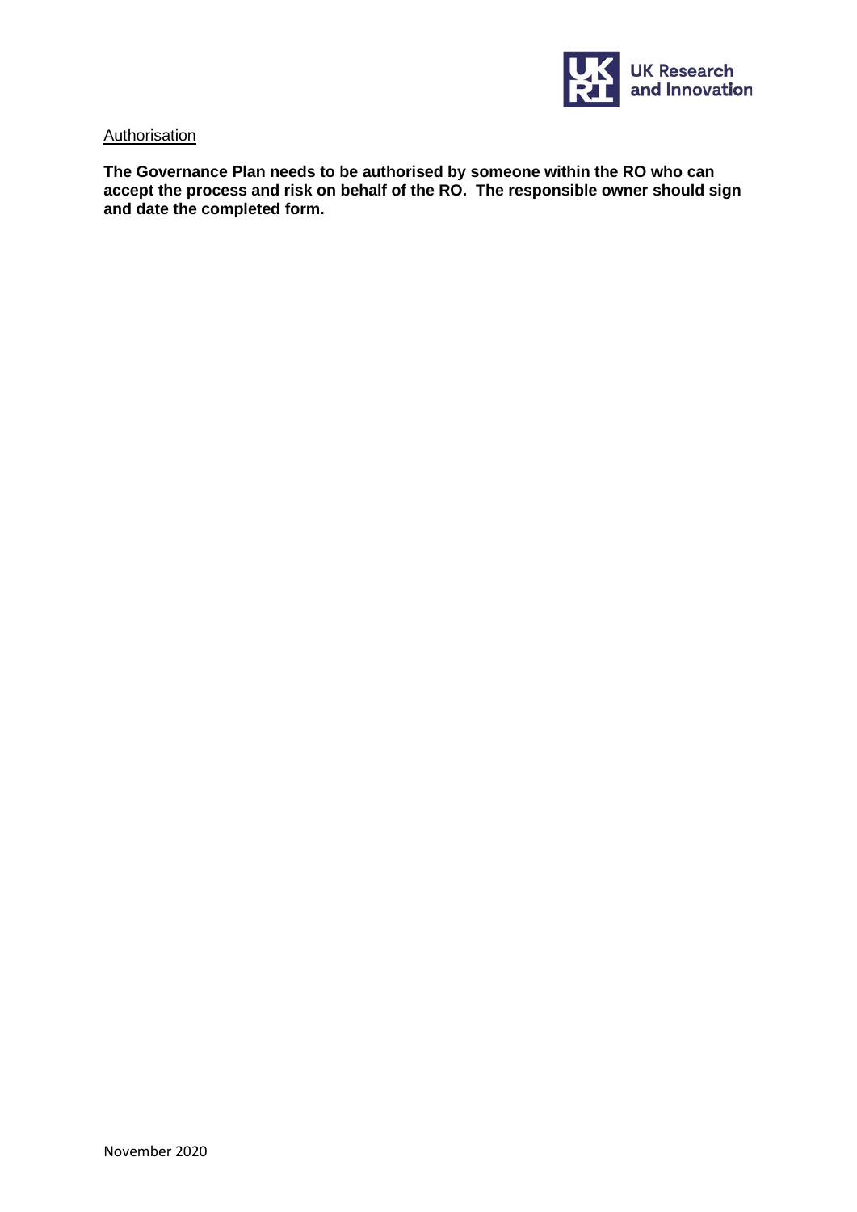Authorisation

**The Governance Plan needs to be authorised by someone within the RO who can accept the process and risk on behalf of the RO. The responsible owner should sign and date the completed form.**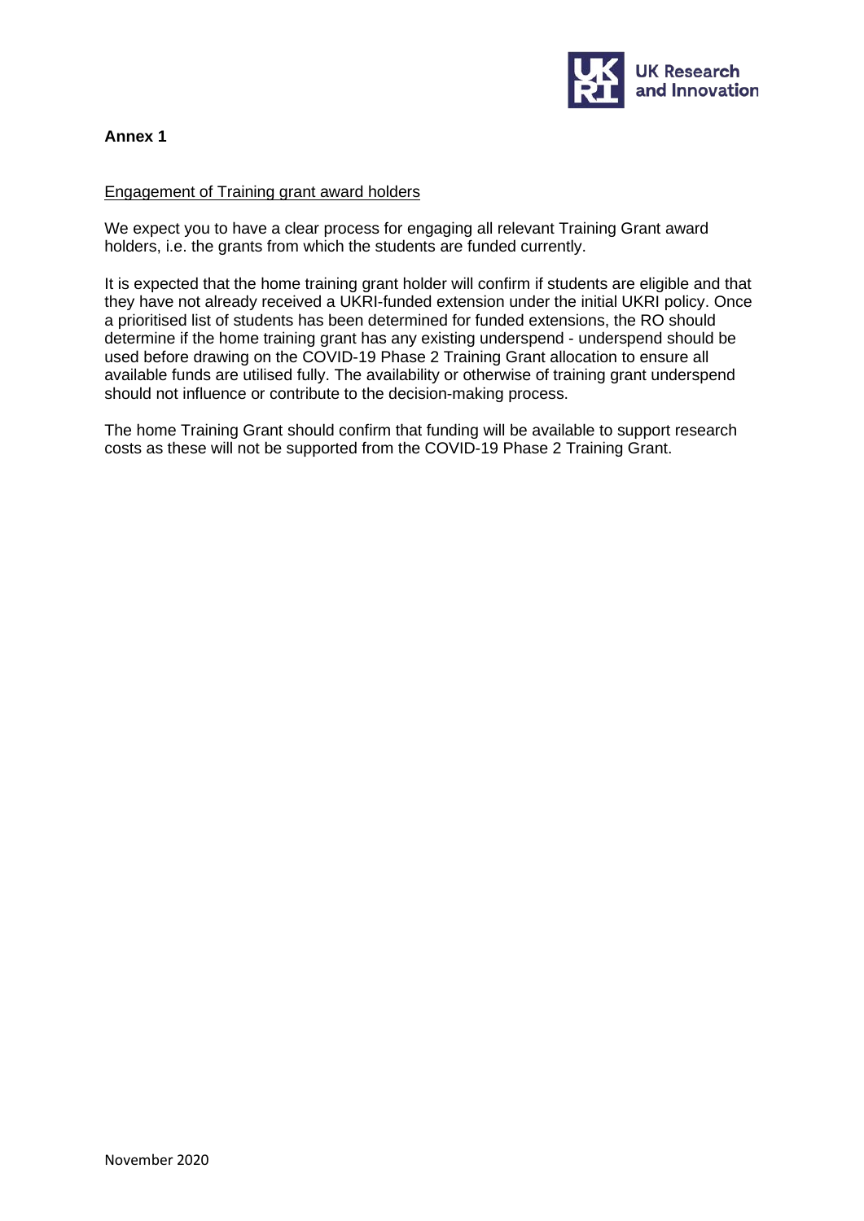# Annex 1

## Engagement of Training grant award holders

We expect you to have a clear process for engaging all relevant Training Grant award holders, i.e. the grants from which the students are funded currently.

It is expected that the home training grant holder will confirm if students are eligible and that they have not already received a UKRI-funded extension under the initial UKRI policy. Once a prioritised list of students has been determined for funded extensions, the RO should determine if the home training grant has any existing underspend - underspend should be used before drawing on the COVID-19 Phase 2 Training Grant allocation to ensure all available funds are utilised fully. The availability or otherwise of training grant underspend should not influence or contribute to the decision-making process.

The home Training Grant should confirm that funding will be available to support research costs as these will not be supported from the COVID-19 Phase 2 Training Grant.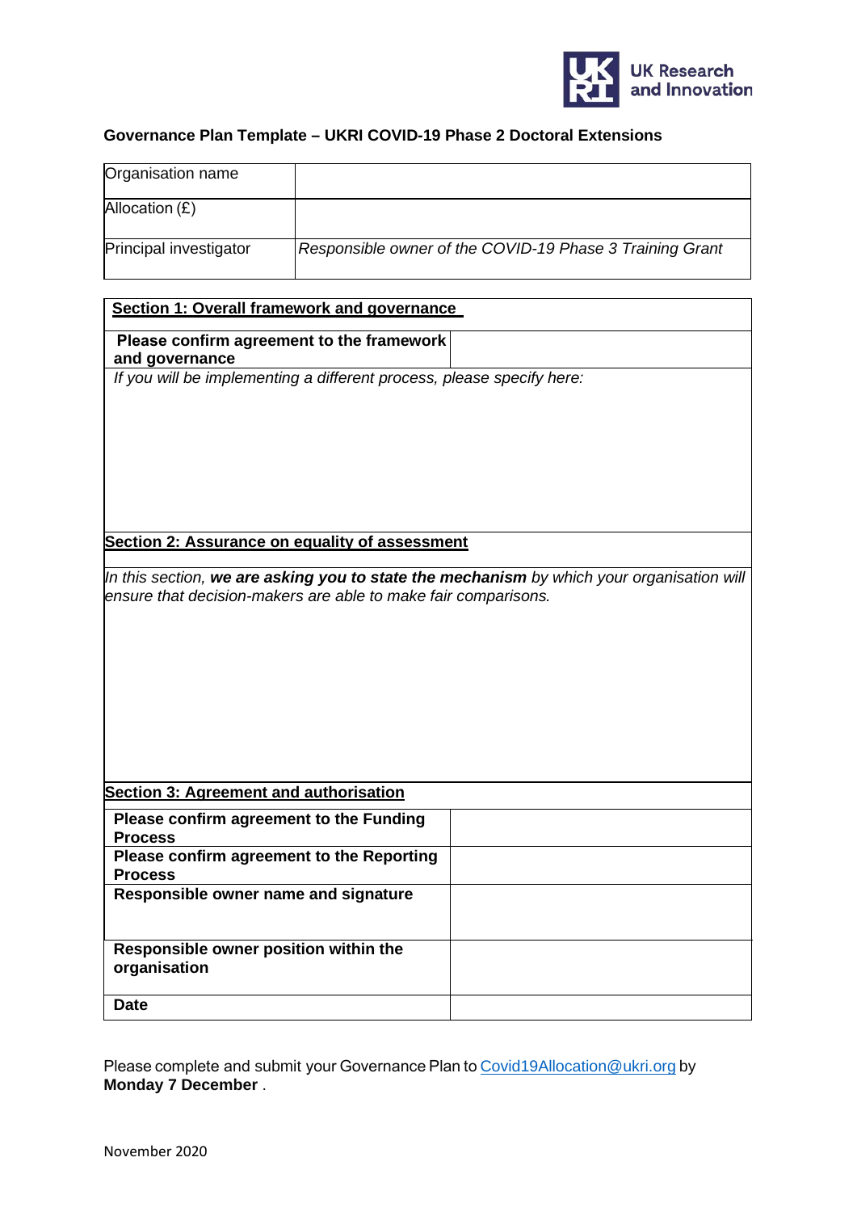UK Research and Innovation

## Governance Plan Template – UKRI COVID-19 Phase 2 Doctoral Extensions

| | |
|---|---|
| Organisation name | |
| Allocation (£) | |
| Principal investigator | *Responsible owner of the COVID-19 Phase 3 Training Grant* |

| | |
|---|---|
| **Section 1: Overall framework and governance** | |
| **Please confirm agreement to the framework and governance** | |
| *If you will be implementing a different process, please specify here:* | |
| **Section 2: Assurance on equality of assessment** | |
| *In this section,* ***we are asking you to state the mechanism*** *by which your organisation will ensure that decision-makers are able to make fair comparisons.* | |
| **Section 3: Agreement and authorisation** | |
| **Please confirm agreement to the Funding Process** | |
| **Please confirm agreement to the Reporting Process** | |
| **Responsible owner name and signature** | |
| **Responsible owner position within the organisation** | |
| **Date** | |

Please complete and submit your Governance Plan to Covid19Allocation@ukri.org by **Monday 7 December** .

November 2020